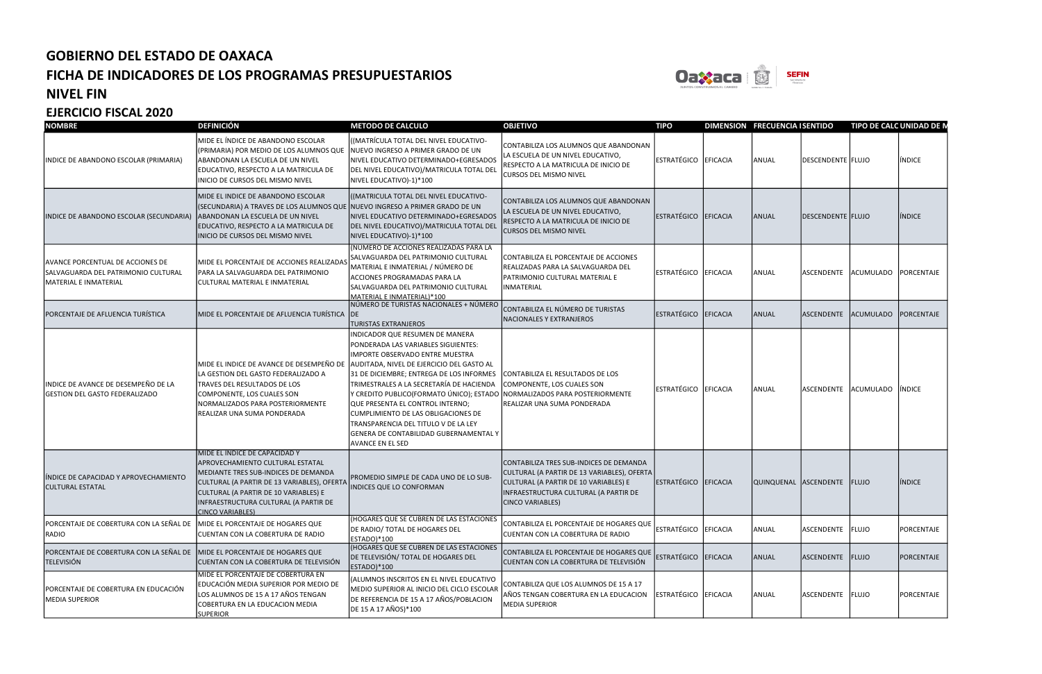# GOBIERNO DEL ESTADO DE OAXACA
## FICHA DE INDICADORES DE LOS PROGRAMAS PRESUPUESTARIOS
## NIVEL FIN
## EJERCICIO FISCAL 2020

| NOMBRE | DEFINICIÓN | METODO DE CALCULO | OBJETIVO | TIPO | DIMENSION | FRECUENCIA | SENTIDO | TIPO DE CALC | UNIDAD DE M |
|---|---|---|---|---|---|---|---|---|---|
| INDICE DE ABANDONO ESCOLAR (PRIMARIA) | MIDE EL ÍNDICE DE ABANDONO ESCOLAR (PRIMARIA) POR MEDIO DE LOS ALUMNOS QUE ABANDONAN LA ESCUELA DE UN NIVEL EDUCATIVO, RESPECTO A LA MATRICULA DE INICIO DE CURSOS DEL MISMO NIVEL | ((MATRÍCULA TOTAL DEL NIVEL EDUCATIVO-NUEVO INGRESO A PRIMER GRADO DE UN NIVEL EDUCATIVO DETERMINADO+EGRESADOS DEL NIVEL EDUCATIVO)/MATRICULA TOTAL DEL NIVEL EDUCATIVO)-1)*100 | CONTABILIZA LOS ALUMNOS QUE ABANDONAN LA ESCUELA DE UN NIVEL EDUCATIVO, RESPECTO A LA MATRICULA DE INICIO DE CURSOS DEL MISMO NIVEL | ESTRATÉGICO | EFICACIA | ANUAL | DESCENDENTE | FLUJO | ÍNDICE |
| INDICE DE ABANDONO ESCOLAR (SECUNDARIA) | MIDE EL INDICE DE ABANDONO ESCOLAR (SECUNDARIA) A TRAVES DE LOS ALUMNOS QUE ABANDONAN LA ESCUELA DE UN NIVEL EDUCATIVO, RESPECTO A LA MATRICULA DE INICIO DE CURSOS DEL MISMO NIVEL | ((MATRICULA TOTAL DEL NIVEL EDUCATIVO-NUEVO INGRESO A PRIMER GRADO DE UN NIVEL EDUCATIVO DETERMINADO+EGRESADOS DEL NIVEL EDUCATIVO)/MATRICULA TOTAL DEL NIVEL EDUCATIVO)-1)*100 | CONTABILIZA LOS ALUMNOS QUE ABANDONAN LA ESCUELA DE UN NIVEL EDUCATIVO, RESPECTO A LA MATRICULA DE INICIO DE CURSOS DEL MISMO NIVEL | ESTRATÉGICO | EFICACIA | ANUAL | DESCENDENTE | FLUJO | ÍNDICE |
| AVANCE PORCENTUAL DE ACCIONES DE SALVAGUARDA DEL PATRIMONIO CULTURAL MATERIAL E INMATERIAL | MIDE EL PORCENTAJE DE ACCIONES REALIZADAS PARA LA SALVAGUARDA DEL PATRIMONIO CULTURAL MATERIAL E INMATERIAL | (NUMERO DE ACCIONES REALIZADAS PARA LA SALVAGUARDA DEL PATRIMONIO CULTURAL MATERIAL E INMATERIAL / NÚMERO DE ACCIONES PROGRAMADAS PARA LA SALVAGUARDA DEL PATRIMONIO CULTURAL MATERIAL E INMATERIAL)*100 | CONTABILIZA EL PORCENTAJE DE ACCIONES REALIZADAS PARA LA SALVAGUARDA DEL PATRIMONIO CULTURAL MATERIAL E INMATERIAL | ESTRATÉGICO | EFICACIA | ANUAL | ASCENDENTE | ACUMULADO | PORCENTAJE |
| PORCENTAJE DE AFLUENCIA TURÍSTICA | MIDE EL PORCENTAJE DE AFLUENCIA TURÍSTICA | NÚMERO DE TURISTAS NACIONALES + NÚMERO DE TURISTAS EXTRANJEROS | CONTABILIZA EL NÚMERO DE TURISTAS NACIONALES Y EXTRANJEROS | ESTRATÉGICO | EFICACIA | ANUAL | ASCENDENTE | ACUMULADO | PORCENTAJE |
| INDICE DE AVANCE DE DESEMPEÑO DE LA GESTION DEL GASTO FEDERALIZADO | MIDE EL INDICE DE AVANCE DE DESEMPEÑO DE LA GESTION DEL GASTO FEDERALIZADO A TRAVES DEL RESULTADOS DE LOS COMPONENTE, LOS CUALES SON NORMALIZADOS PARA POSTERIORMENTE REALIZAR UNA SUMA PONDERADA | INDICADOR QUE RESUMEN DE MANERA PONDERADA LAS VARIABLES SIGUIENTES: IMPORTE OBSERVADO ENTRE MUESTRA AUDITADA, NIVEL DE EJERCICIO DEL GASTO AL 31 DE DICIEMBRE; ENTREGA DE LOS INFORMES TRIMESTRALES A LA SECRETARÍA DE HACIENDA Y CREDITO PUBLICO(FORMATO ÚNICO); ESTADO QUE PRESENTA EL CONTROL INTERNO; CUMPLIMIENTO DE LAS OBLIGACIONES DE TRANSPARENCIA DEL TITULO V DE LA LEY GENERA DE CONTABILIDAD GUBERNAMENTAL Y AVANCE EN EL SED | CONTABILIZA EL RESULTADOS DE LOS COMPONENTE, LOS CUALES SON NORMALIZADOS PARA POSTERIORMENTE REALIZAR UNA SUMA PONDERADA | ESTRATÉGICO | EFICACIA | ANUAL | ASCENDENTE | ACUMULADO | ÍNDICE |
| ÍNDICE DE CAPACIDAD Y APROVECHAMIENTO CULTURAL ESTATAL | MIDE EL ÍNDICE DE CAPACIDAD Y APROVECHAMIENTO CULTURAL ESTATAL MEDIANTE TRES SUB-INDICES DE DEMANDA CULTURAL (A PARTIR DE 13 VARIABLES), OFERTA CULTURAL (A PARTIR DE 10 VARIABLES) E INFRAESTRUCTURA CULTURAL (A PARTIR DE CINCO VARIABLES) | PROMEDIO SIMPLE DE CADA UNO DE LO SUB-INDICES QUE LO CONFORMAN | CONTABILIZA TRES SUB-INDICES DE DEMANDA CULTURAL (A PARTIR DE 13 VARIABLES), OFERTA CULTURAL (A PARTIR DE 10 VARIABLES) E INFRAESTRUCTURA CULTURAL (A PARTIR DE CINCO VARIABLES) | ESTRATÉGICO | EFICACIA | QUINQUENAL | ASCENDENTE | FLUJO | ÍNDICE |
| PORCENTAJE DE COBERTURA CON LA SEÑAL DE RADIO | MIDE EL PORCENTAJE DE HOGARES QUE CUENTAN CON LA COBERTURA DE RADIO | (HOGARES QUE SE CUBREN DE LAS ESTACIONES DE RADIO/ TOTAL DE HOGARES DEL ESTADO)*100 | CONTABILIZA EL PORCENTAJE DE HOGARES QUE CUENTAN CON LA COBERTURA DE RADIO | ESTRATÉGICO | EFICACIA | ANUAL | ASCENDENTE | FLUJO | PORCENTAJE |
| PORCENTAJE DE COBERTURA CON LA SEÑAL DE TELEVISIÓN | MIDE EL PORCENTAJE DE HOGARES QUE CUENTAN CON LA COBERTURA DE TELEVISIÓN | (HOGARES QUE SE CUBREN DE LAS ESTACIONES DE TELEVISIÓN/ TOTAL DE HOGARES DEL ESTADO)*100 | CONTABILIZA EL PORCENTAJE DE HOGARES QUE CUENTAN CON LA COBERTURA DE TELEVISIÓN | ESTRATÉGICO | EFICACIA | ANUAL | ASCENDENTE | FLUJO | PORCENTAJE |
| PORCENTAJE DE COBERTURA EN EDUCACIÓN MEDIA SUPERIOR | MIDE EL PORCENTAJE DE COBERTURA EN EDUCACIÓN MEDIA SUPERIOR POR MEDIO DE LOS ALUMNOS DE 15 A 17 AÑOS TENGAN COBERTURA EN LA EDUCACION MEDIA SUPERIOR | (ALUMNOS INSCRITOS EN EL NIVEL EDUCATIVO MEDIO SUPERIOR AL INICIO DEL CICLO ESCOLAR DE REFERENCIA DE 15 A 17 AÑOS/POBLACION DE 15 A 17 AÑOS)*100 | CONTABILIZA QUE LOS ALUMNOS DE 15 A 17 AÑOS TENGAN COBERTURA EN LA EDUCACION MEDIA SUPERIOR | ESTRATÉGICO | EFICACIA | ANUAL | ASCENDENTE | FLUJO | PORCENTAJE |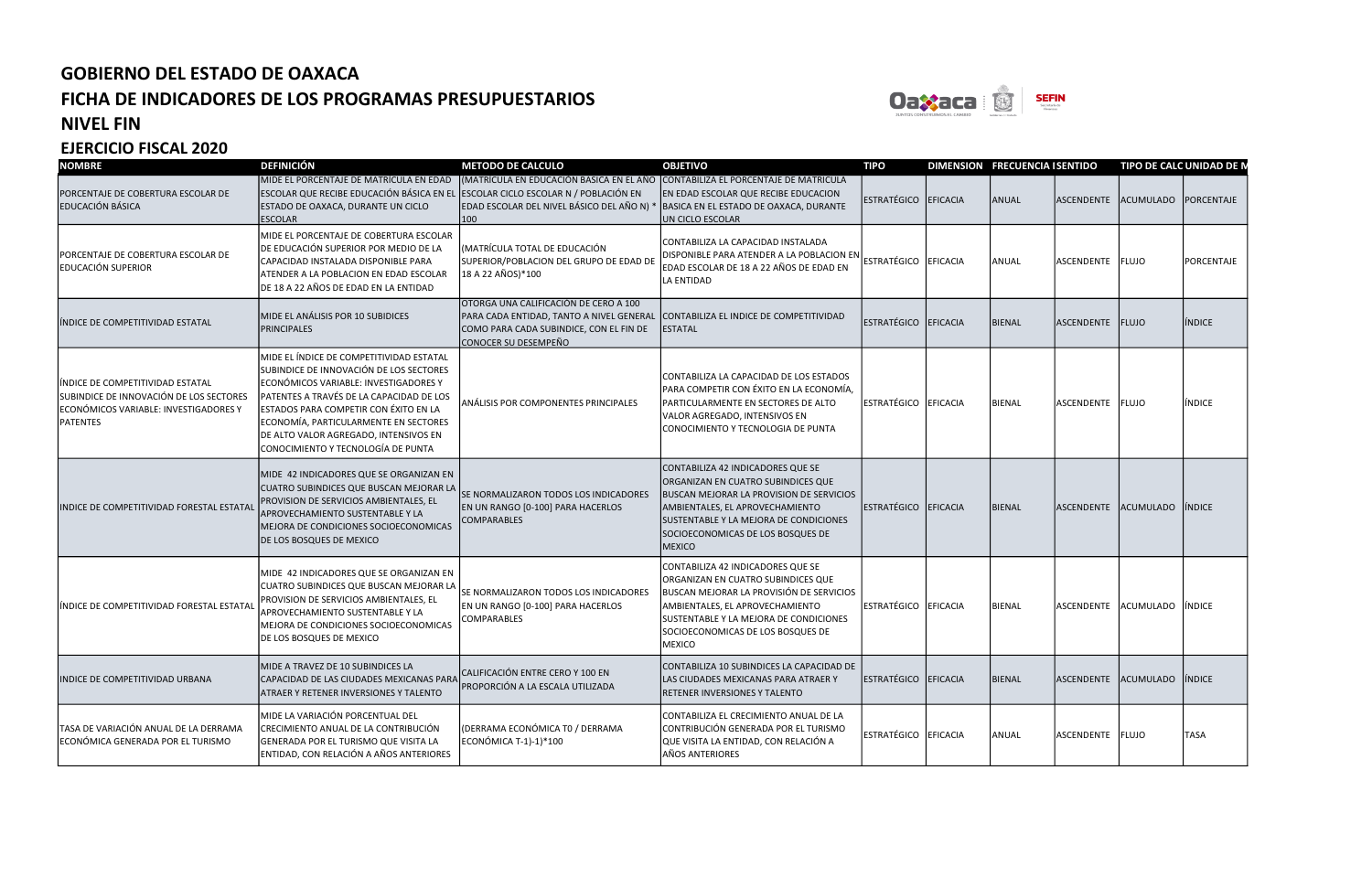# GOBIERNO DEL ESTADO DE OAXACA

## FICHA DE INDICADORES DE LOS PROGRAMAS PRESUPUESTARIOS

## NIVEL FIN

## EJERCICIO FISCAL 2020

| NOMBRE | DEFINICIÓN | METODO DE CALCULO | OBJETIVO | TIPO | DIMENSION | FRECUENCIA | SENTIDO | TIPO DE CALC | UNIDAD DE M |
|---|---|---|---|---|---|---|---|---|---|
| PORCENTAJE DE COBERTURA ESCOLAR DE EDUCACIÓN BÁSICA | MIDE EL PORCENTAJE DE MATRICULA EN EDAD ESCOLAR QUE RECIBE EDUCACIÓN BÁSICA EN EL ESTADO DE OAXACA, DURANTE UN CICLO ESCOLAR | (MATRICULA EN EDUCACIÓN BÁSICA EN EL AÑO ESCOLAR CICLO ESCOLAR N / POBLACIÓN EN EDAD ESCOLAR DEL NIVEL BÁSICO DEL AÑO N) * 100 | CONTABILIZA EL PORCENTAJE DE MATRICULA EN EDAD ESCOLAR QUE RECIBE EDUCACION BASICA EN EL ESTADO DE OAXACA, DURANTE UN CICLO ESCOLAR | ESTRATÉGICO | EFICACIA | ANUAL | ASCENDENTE | ACUMULADO | PORCENTAJE |
| PORCENTAJE DE COBERTURA ESCOLAR DE EDUCACIÓN SUPERIOR | MIDE EL PORCENTAJE DE COBERTURA ESCOLAR DE EDUCACIÓN SUPERIOR POR MEDIO DE LA CAPACIDAD INSTALADA DISPONIBLE PARA ATENDER A LA POBLACION EN EDAD ESCOLAR DE 18 A 22 AÑOS DE EDAD EN LA ENTIDAD | (MATRÍCULA TOTAL DE EDUCACIÓN SUPERIOR/POBLACION DEL GRUPO DE EDAD DE 18 A 22 AÑOS)*100 | CONTABILIZA LA CAPACIDAD INSTALADA DISPONIBLE PARA ATENDER A LA POBLACION EN EDAD ESCOLAR DE 18 A 22 AÑOS DE EDAD EN LA ENTIDAD | ESTRATÉGICO | EFICACIA | ANUAL | ASCENDENTE | FLUJO | PORCENTAJE |
| ÍNDICE DE COMPETITIVIDAD ESTATAL | MIDE EL ANÁLISIS POR 10 SUBIDICES PRINCIPALES | OTORGA UNA CALIFICACIÓN DE CERO A 100 PARA CADA ENTIDAD, TANTO A NIVEL GENERAL COMO PARA CADA SUBINDICE, CON EL FIN DE CONOCER SU DESEMPEÑO | CONTABILIZA EL INDICE DE COMPETITIVIDAD ESTATAL | ESTRATÉGICO | EFICACIA | BIENAL | ASCENDENTE | FLUJO | ÍNDICE |
| ÍNDICE DE COMPETITIVIDAD ESTATAL SUBINDICE DE INNOVACIÓN DE LOS SECTORES ECONÓMICOS VARIABLE: INVESTIGADORES Y PATENTES | MIDE EL ÍNDICE DE COMPETITIVIDAD ESTATAL SUBINDICE DE INNOVACIÓN DE LOS SECTORES ECONÓMICOS VARIABLE: INVESTIGADORES Y PATENTES A TRAVÉS DE LA CAPACIDAD DE LOS ESTADOS PARA COMPETIR CON ÉXITO EN LA ECONOMÍA, PARTICULARMENTE EN SECTORES DE ALTO VALOR AGREGADO, INTENSIVOS EN CONOCIMIENTO Y TECNOLOGÍA DE PUNTA | ANÁLISIS POR COMPONENTES PRINCIPALES | CONTABILIZA LA CAPACIDAD DE LOS ESTADOS PARA COMPETIR CON ÉXITO EN LA ECONOMÍA, PARTICULARMENTE EN SECTORES DE ALTO VALOR AGREGADO, INTENSIVOS EN CONOCIMIENTO Y TECNOLOGIA DE PUNTA | ESTRATÉGICO | EFICACIA | BIENAL | ASCENDENTE | FLUJO | ÍNDICE |
| INDICE DE COMPETITIVIDAD FORESTAL ESTATAL | MIDE 42 INDICADORES QUE SE ORGANIZAN EN CUATRO SUBINDICES QUE BUSCAN MEJORAR LA PROVISION DE SERVICIOS AMBIENTALES, EL APROVECHAMIENTO SUSTENTABLE Y LA MEJORA DE CONDICIONES SOCIOECONOMICAS DE LOS BOSQUES DE MEXICO | SE NORMALIZARON TODOS LOS INDICADORES EN UN RANGO [0-100] PARA HACERLOS COMPARABLES | CONTABILIZA 42 INDICADORES QUE SE ORGANIZAN EN CUATRO SUBINDICES QUE BUSCAN MEJORAR LA PROVISION DE SERVICIOS AMBIENTALES, EL APROVECHAMIENTO SUSTENTABLE Y LA MEJORA DE CONDICIONES SOCIOECONOMICAS DE LOS BOSQUES DE MEXICO | ESTRATÉGICO | EFICACIA | BIENAL | ASCENDENTE | ACUMULADO | ÍNDICE |
| ÍNDICE DE COMPETITIVIDAD FORESTAL ESTATAL | MIDE 42 INDICADORES QUE SE ORGANIZAN EN CUATRO SUBINDICES QUE BUSCAN MEJORAR LA PROVISION DE SERVICIOS AMBIENTALES, EL APROVECHAMIENTO SUSTENTABLE Y LA MEJORA DE CONDICIONES SOCIOECONOMICAS DE LOS BOSQUES DE MEXICO | SE NORMALIZARON TODOS LOS INDICADORES EN UN RANGO [0-100] PARA HACERLOS COMPARABLES | CONTABILIZA 42 INDICADORES QUE SE ORGANIZAN EN CUATRO SUBINDICES QUE BUSCAN MEJORAR LA PROVISIÓN DE SERVICIOS AMBIENTALES, EL APROVECHAMIENTO SUSTENTABLE Y LA MEJORA DE CONDICIONES SOCIOECONOMICAS DE LOS BOSQUES DE MEXICO | ESTRATÉGICO | EFICACIA | BIENAL | ASCENDENTE | ACUMULADO | ÍNDICE |
| INDICE DE COMPETITIVIDAD URBANA | MIDE A TRAVEZ DE 10 SUBINDICES LA CAPACIDAD DE LAS CIUDADES MEXICANAS PARA ATRAER Y RETENER INVERSIONES Y TALENTO | CALIFICACIÓN ENTRE CERO Y 100 EN PROPORCIÓN A LA ESCALA UTILIZADA | CONTABILIZA 10 SUBINDICES LA CAPACIDAD DE LAS CIUDADES MEXICANAS PARA ATRAER Y RETENER INVERSIONES Y TALENTO | ESTRATÉGICO | EFICACIA | BIENAL | ASCENDENTE | ACUMULADO | ÍNDICE |
| TASA DE VARIACIÓN ANUAL DE LA DERRAMA ECONÓMICA GENERADA POR EL TURISMO | MIDE LA VARIACIÓN PORCENTUAL DEL CRECIMIENTO ANUAL DE LA CONTRIBUCIÓN GENERADA POR EL TURISMO QUE VISITA LA ENTIDAD, CON RELACIÓN A AÑOS ANTERIORES | (DERRAMA ECONÓMICA T0 / DERRAMA ECONÓMICA T-1)-1)*100 | CONTABILIZA EL CRECIMIENTO ANUAL DE LA CONTRIBUCIÓN GENERADA POR EL TURISMO QUE VISITA LA ENTIDAD, CON RELACIÓN A AÑOS ANTERIORES | ESTRATÉGICO | EFICACIA | ANUAL | ASCENDENTE | FLUJO | TASA |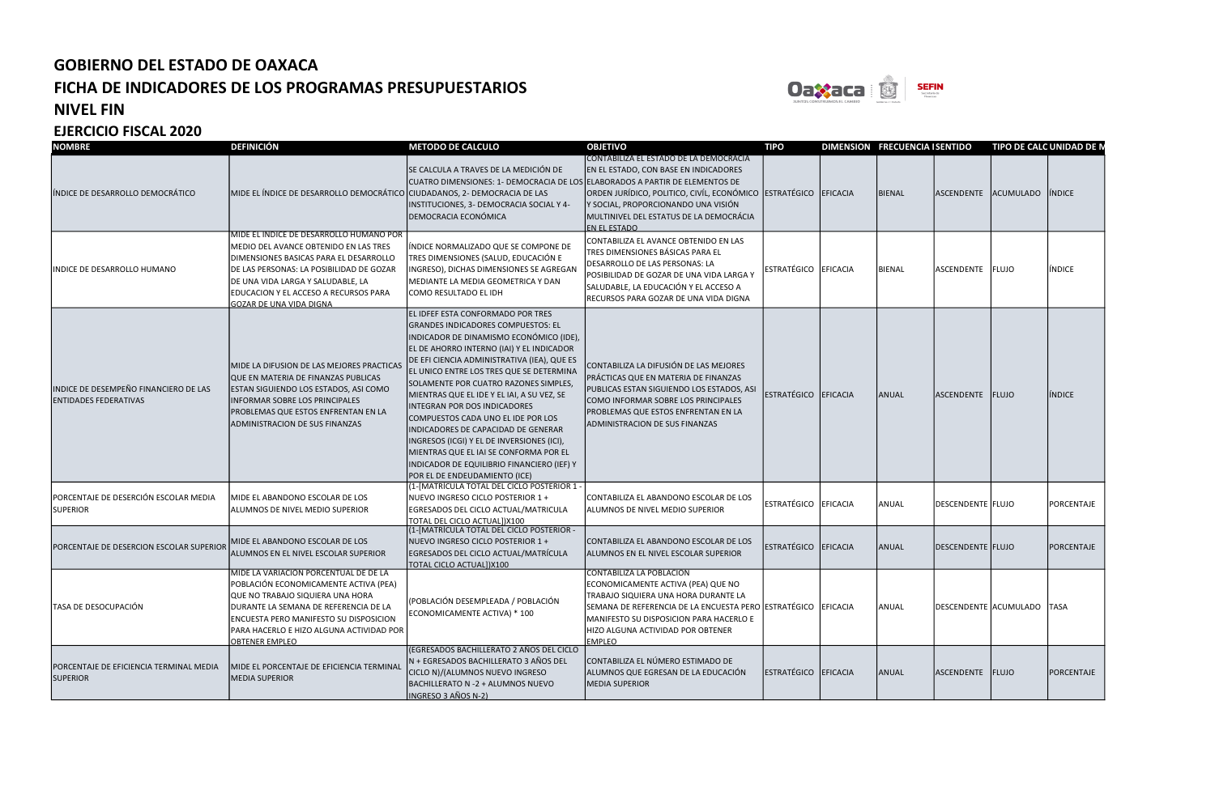# GOBIERNO DEL ESTADO DE OAXACA
## FICHA DE INDICADORES DE LOS PROGRAMAS PRESUPUESTARIOS
## NIVEL FIN
## EJERCICIO FISCAL 2020

| NOMBRE | DEFINICIÓN | METODO DE CALCULO | OBJETIVO | TIPO | DIMENSION | FRECUENCIA | SENTIDO | TIPO DE CALC | UNIDAD DE M |
|---|---|---|---|---|---|---|---|---|---|
| ÍNDICE DE DESARROLLO DEMOCRÁTICO | MIDE EL ÍNDICE DE DESARROLLO DEMOCRÁTICO | SE CALCULA A TRAVES DE LA MEDICIÓN DE CUATRO DIMENSIONES: 1- DEMOCRACIA DE LOS CIUDADANOS, 2- DEMOCRACIA DE LAS INSTITUCIONES, 3- DEMOCRACIA SOCIAL Y 4- DEMOCRACIA ECONÓMICA | CONTABILIZA EL ESTADO DE LA DEMOCRACIA EN EL ESTADO, CON BASE EN INDICADORES ELABORADOS A PARTIR DE ELEMENTOS DE ORDEN JURÍDICO, POLITICO, CIVÍL, ECONÓMICO Y SOCIAL, PROPORCIONANDO UNA VISIÓN MULTINIVEL DEL ESTATUS DE LA DEMOCRÁCIA EN EL ESTADO | ESTRATÉGICO | EFICACIA | BIENAL | ASCENDENTE | ACUMULADO | ÍNDICE |
| INDICE DE DESARROLLO HUMANO | MIDE EL INDICE DE DESARROLLO HUMANO POR MEDIO DEL AVANCE OBTENIDO EN LAS TRES DIMENSIONES BASICAS PARA EL DESARROLLO DE LAS PERSONAS: LA POSIBILIDAD DE GOZAR DE UNA VIDA LARGA Y SALUDABLE, LA EDUCACION Y EL ACCESO A RECURSOS PARA GOZAR DE UNA VIDA DIGNA | ÍNDICE NORMALIZADO QUE SE COMPONE DE TRES DIMENSIONES (SALUD, EDUCACIÓN E INGRESO), DICHAS DIMENSIONES SE AGREGAN MEDIANTE LA MEDIA GEOMETRICA Y DAN COMO RESULTADO EL IDH | CONTABILIZA EL AVANCE OBTENIDO EN LAS TRES DIMENSIONES BÁSICAS PARA EL DESARROLLO DE LAS PERSONAS: LA POSIBILIDAD DE GOZAR DE UNA VIDA LARGA Y SALUDABLE, LA EDUCACIÓN Y EL ACCESO A RECURSOS PARA GOZAR DE UNA VIDA DIGNA | ESTRATÉGICO | EFICACIA | BIENAL | ASCENDENTE | FLUJO | ÍNDICE |
| INDICE DE DESEMPEÑO FINANCIERO DE LAS ENTIDADES FEDERATIVAS | MIDE LA DIFUSION DE LAS MEJORES PRACTICAS QUE EN MATERIA DE FINANZAS PUBLICAS ESTAN SIGUIENDO LOS ESTADOS, ASI COMO INFORMAR SOBRE LOS PRINCIPALES PROBLEMAS QUE ESTOS ENFRENTAN EN LA ADMINISTRACION DE SUS FINANZAS | EL IDFEF ESTA CONFORMADO POR TRES GRANDES INDICADORES COMPUESTOS: EL INDICADOR DE DINAMISMO ECONÓMICO (IDE), EL DE AHORRO INTERNO (IAI) Y EL INDICADOR DE EFI CIENCIA ADMINISTRATIVA (IEA), QUE ES EL UNICO ENTRE LOS TRES QUE SE DETERMINA SOLAMENTE POR CUATRO RAZONES SIMPLES, MIENTRAS QUE EL IDE Y EL IAI, A SU VEZ, SE INTEGRAN POR DOS INDICADORES COMPUESTOS CADA UNO EL IDE POR LOS INDICADORES DE CAPACIDAD DE GENERAR INGRESOS (ICGI) Y EL DE INVERSIONES (ICI), MIENTRAS QUE EL IAI SE CONFORMA POR EL INDICADOR DE EQUILIBRIO FINANCIERO (IEF) Y POR EL DE ENDEUDAMIENTO (ICE) | CONTABILIZA LA DIFUSIÓN DE LAS MEJORES PRÁCTICAS QUE EN MATERIA DE FINANZAS PUBLICAS ESTAN SIGUIENDO LOS ESTADOS, ASI COMO INFORMAR SOBRE LOS PRINCIPALES PROBLEMAS QUE ESTOS ENFRENTAN EN LA ADMINISTRACION DE SUS FINANZAS | ESTRATÉGICO | EFICACIA | ANUAL | ASCENDENTE | FLUJO | ÍNDICE |
| PORCENTAJE DE DESERCIÓN ESCOLAR MEDIA SUPERIOR | MIDE EL ABANDONO ESCOLAR DE LOS ALUMNOS DE NIVEL MEDIO SUPERIOR | (1-[MATRICULA TOTAL DEL CICLO POSTERIOR 1 - NUEVO INGRESO CICLO POSTERIOR 1 + EGRESADOS DEL CICLO ACTUAL/MATRICULA TOTAL DEL CICLO ACTUAL])X100 | CONTABILIZA EL ABANDONO ESCOLAR DE LOS ALUMNOS DE NIVEL MEDIO SUPERIOR | ESTRATÉGICO | EFICACIA | ANUAL | DESCENDENTE | FLUJO | PORCENTAJE |
| PORCENTAJE DE DESERCION ESCOLAR SUPERIOR | MIDE EL ABANDONO ESCOLAR DE LOS ALUMNOS EN EL NIVEL ESCOLAR SUPERIOR | (1-[MATRICULA TOTAL DEL CICLO POSTERIOR - NUEVO INGRESO CICLO POSTERIOR 1 + EGRESADOS DEL CICLO ACTUAL/MATRÍCULA TOTAL CICLO ACTUAL])X100 | CONTABILIZA EL ABANDONO ESCOLAR DE LOS ALUMNOS EN EL NIVEL ESCOLAR SUPERIOR | ESTRATÉGICO | EFICACIA | ANUAL | DESCENDENTE | FLUJO | PORCENTAJE |
| TASA DE DESOCUPACIÓN | MIDE LA VARIACION PORCENTUAL DE LA POBLACIÓN ECONOMICAMENTE ACTIVA (PEA) QUE NO TRABAJO SIQUIERA UNA HORA DURANTE LA SEMANA DE REFERENCIA DE LA ENCUESTA PERO MANIFESTO SU DISPOSICION PARA HACERLO E HIZO ALGUNA ACTIVIDAD POR OBTENER EMPLEO | (POBLACIÓN DESEMPLEADA / POBLACIÓN ECONOMICAMENTE ACTIVA) * 100 | CONTABILIZA LA POBLACIÓN ECONOMICAMENTE ACTIVA (PEA) QUE NO TRABAJO SIQUIERA UNA HORA DURANTE LA SEMANA DE REFERENCIA DE LA ENCUESTA PERO MANIFESTO SU DISPOSICION PARA HACERLO E HIZO ALGUNA ACTIVIDAD POR OBTENER EMPLEO | ESTRATÉGICO | EFICACIA | ANUAL | DESCENDENTE | ACUMULADO | TASA |
| PORCENTAJE DE EFICIENCIA TERMINAL MEDIA SUPERIOR | MIDE EL PORCENTAJE DE EFICIENCIA TERMINAL MEDIA SUPERIOR | (EGRESADOS BACHILLERATO 2 AÑOS DEL CICLO N + EGRESADOS BACHILLERATO 3 AÑOS DEL CICLO N)/(ALUMNOS NUEVO INGRESO BACHILLERATO N -2 + ALUMNOS NUEVO INGRESO 3 AÑOS N-2) | CONTABILIZA EL NÚMERO ESTIMADO DE ALUMNOS QUE EGRESAN DE LA EDUCACIÓN MEDIA SUPERIOR | ESTRATÉGICO | EFICACIA | ANUAL | ASCENDENTE | FLUJO | PORCENTAJE |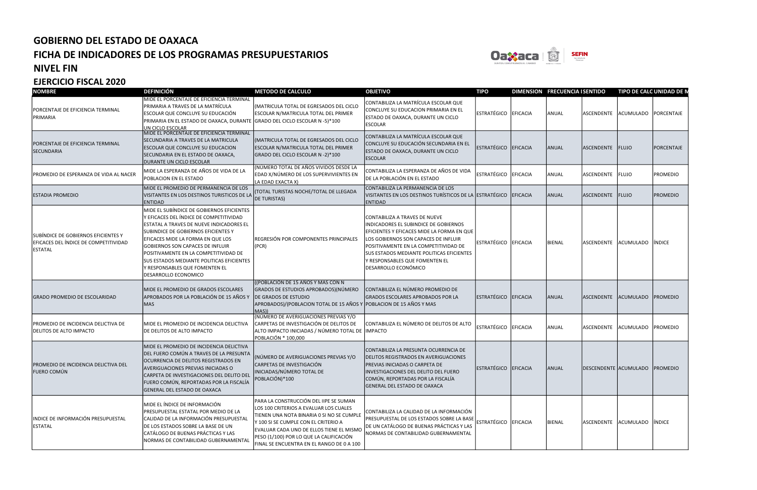# GOBIERNO DEL ESTADO DE OAXACA

## FICHA DE INDICADORES DE LOS PROGRAMAS PRESUPUESTARIOS

## NIVEL FIN

## EJERCICIO FISCAL 2020

| NOMBRE | DEFINICIÓN | METODO DE CALCULO | OBJETIVO | TIPO | DIMENSION | FRECUENCIA | SENTIDO | TIPO DE CALC | UNIDAD DE M |
|---|---|---|---|---|---|---|---|---|---|
| PORCENTAJE DE EFICIENCIA TERMINAL PRIMARIA | MIDE EL PORCENTAJE DE EFICIENCIA TERMINAL PRIMARIA A TRAVES DE LA MATRÍCULA ESCOLAR QUE CONCLUYE SU EDUCACIÓN PRIMARIA EN EL ESTADO DE OAXACA, DURANTE UN CICLO ESCOLAR | (MATRICULA TOTAL DE EGRESADOS DEL CICLO ESCOLAR N/MATRICULA TOTAL DEL PRIMER GRADO DEL CICLO ESCOLAR N -5)*100 | CONTABILIZA LA MATRÍCULA ESCOLAR QUE CONCLUYE SU EDUCACION PRIMARIA EN EL ESTADO DE OAXACA, DURANTE UN CICLO ESCOLAR | ESTRATÉGICO | EFICACIA | ANUAL | ASCENDENTE | ACUMULADO | PORCENTAJE |
| PORCENTAJE DE EFICIENCIA TERMINAL SECUNDARIA | MIDE EL PORCENTAJE DE EFICIENCIA TERMINAL SECUNDARIA A TRAVES DE LA MATRICULA ESCOLAR QUE CONCLUYE SU EDUCACION SECUNDARIA EN EL ESTADO DE OAXACA, DURANTE UN CICLO ESCOLAR | (MATRICULA TOTAL DE EGRESADOS DEL CICLO ESCOLAR N/MATRICULA TOTAL DEL PRIMER GRADO DEL CICLO ESCOLAR N -2)*100 | CONTABILIZA LA MATRÍCULA ESCOLAR QUE CONCLUYE SU EDUCACIÓN SECUNDARIA EN EL ESTADO DE OAXACA, DURANTE UN CICLO ESCOLAR | ESTRATÉGICO | EFICACIA | ANUAL | ASCENDENTE | FLUJO | PORCENTAJE |
| PROMEDIO DE ESPERANZA DE VIDA AL NACER | MIDE LA ESPERANZA DE AÑOS DE VIDA DE LA POBLACION EN EL ESTADO | (NÚMERO TOTAL DE AÑOS VIVIDOS DESDE LA EDAD X/NÚMERO DE LOS SUPERVIVIENTES EN LA EDAD EXACTA X) | CONTABILIZA LA ESPERANZA DE AÑOS DE VIDA DE LA POBLACIÓN EN EL ESTADO | ESTRATÉGICO | EFICACIA | ANUAL | ASCENDENTE | FLUJO | PROMEDIO |
| ESTADIA PROMEDIO | MIDE EL PROMEDIO DE PERMANENCIA DE LOS VISITANTES EN LOS DESTINOS TURISTICOS DE LA ENTIDAD | (TOTAL TURISTAS NOCHE/TOTAL DE LLEGADA DE TURISTAS) | CONTABILIZA LA PERMANENCIA DE LOS VISITANTES EN LOS DESTINOS TURÍSTICOS DE LA ENTIDAD | ESTRATÉGICO | EFICACIA | ANUAL | ASCENDENTE | FLUJO | PROMEDIO |
| SUBÍNDICE DE GOBIERNOS EFICIENTES Y EFICACES DEL ÍNDICE DE COMPETITIVIDAD ESTATAL | MIDE EL SUBÍNDICE DE GOBIERNOS EFICIENTES Y EFICACES DEL ÍNDICE DE COMPETITIVIDAD ESTATAL A TRAVES DE NUEVE INDICADORES EL SUBINDICE DE GOBIERNOS EFICIENTES Y EFICACES MIDE LA FORMA EN QUE LOS GOBIERNOS SON CAPACES DE INFLUIR POSITIVAMENTE EN LA COMPETITIVIDAD DE SUS ESTADOS MEDIANTE POLITICAS EFICIENTES Y RESPONSABLES QUE FOMENTEN EL DESARROLLO ECONOMICO | REGRESIÓN POR COMPONENTES PRINCIPALES (PCR) | CONTABILIZA A TRAVES DE NUEVE INDICADORES EL SUBINDICE DE GOBIERNOS EFICIENTES Y EFICACES MIDE LA FORMA EN QUE LOS GOBIERNOS SON CAPACES DE INFLUIR POSITIVAMENTE EN LA COMPETITIVIDAD DE SUS ESTADOS MEDIANTE POLITICAS EFICIENTES Y RESPONSABLES QUE FOMENTEN EL DESARROLLO ECONÓMICO | ESTRATÉGICO | EFICACIA | BIENAL | ASCENDENTE | ACUMULADO | ÍNDICE |
| GRADO PROMEDIO DE ESCOLARIDAD | MIDE EL PROMEDIO DE GRADOS ESCOLARES APROBADOS POR LA POBLACIÓN DE 15 AÑOS Y MAS | ((POBLACION DE 15 AÑOS Y MAS CON N GRADOS DE ESTUDIOS APROBADOS)(NÚMERO DE GRADOS DE ESTUDIO APROBADOS)/(POBLACION TOTAL DE 15 AÑOS Y MAS)) | CONTABILIZA EL NÚMERO PROMEDIO DE GRADOS ESCOLARES APROBADOS POR LA POBLACION DE 15 AÑOS Y MAS | ESTRATÉGICO | EFICACIA | ANUAL | ASCENDENTE | ACUMULADO | PROMEDIO |
| PROMEDIO DE INCIDENCIA DELICTIVA DE DELITOS DE ALTO IMPACTO | MIDE EL PROMEDIO DE INCIDENCIA DELICTIVA DE DELITOS DE ALTO IMPACTO | (NÚMERO DE AVERIGUACIONES PREVIAS Y/O CARPETAS DE INVESTIGACIÓN DE DELITOS DE ALTO IMPACTO INICIADAS / NÚMERO TOTAL DE POBLACIÓN * 100,000 | CONTABILIZA EL NÚMERO DE DELITOS DE ALTO IMPACTO | ESTRATÉGICO | EFICACIA | ANUAL | ASCENDENTE | ACUMULADO | PROMEDIO |
| PROMEDIO DE INCIDENCIA DELICTIVA DEL FUERO COMÚN | MIDE EL PROMEDIO DE INCIDENCIA DELICTIVA DEL FUERO COMÚN A TRAVES DE LA PRESUNTA OCURRENCIA DE DELITOS REGISTRADOS EN AVERIGUACIONES PREVIAS INICIADAS O CARPETA DE INVESTIGACIONES DEL DELITO DEL FUERO COMÚN, REPORTADAS POR LA FISCALÍA GENERAL DEL ESTADO DE OAXACA | (NÚMERO DE AVERIGUACIONES PREVIAS Y/O CARPETAS DE INVESTIGACIÓN INICIADAS/NÚMERO TOTAL DE POBLACIÓN)*100 | CONTABILIZA LA PRESUNTA OCURRENCIA DE DELITOS REGISTRADOS EN AVERIGUACIONES PREVIAS INICIADAS O CARPETA DE INVESTIGACIONES DEL DELITO DEL FUERO COMÚN, REPORTADAS POR LA FISCALÍA GENERAL DEL ESTADO DE OAXACA | ESTRATÉGICO | EFICACIA | ANUAL | DESCENDENTE | ACUMULADO | PROMEDIO |
| INDICE DE INFORMACIÓN PRESUPUESTAL ESTATAL | MIDE EL ÍNDICE DE INFORMACIÓN PRESUPUESTAL ESTATAL POR MEDIO DE LA CALIDAD DE LA INFORMACIÓN PRESUPUESTAL DE LOS ESTADOS SOBRE LA BASE DE UN CATÁLOGO DE BUENAS PRÁCTICAS Y LAS NORMAS DE CONTABILIDAD GUBERNAMENTAL | PARA LA CONSTRUCCIÓN DEL IIPE SE SUMAN LOS 100 CRITERIOS A EVALUAR LOS CUALES TIENEN UNA NOTA BINARIA 0 SI NO SE CUMPLE Y 100 SI SE CUMPLE CON EL CRITERIO A EVALUAR CADA UNO DE ELLOS TIENE EL MISMO PESO (1/100) POR LO QUE LA CALIFICACIÓN FINAL SE ENCUENTRA EN EL RANGO DE 0 A 100 | CONTABILIZA LA CALIDAD DE LA INFORMACIÓN PRESUPUESTAL DE LOS ESTADOS SOBRE LA BASE DE UN CATÁLOGO DE BUENAS PRÁCTICAS Y LAS NORMAS DE CONTABILIDAD GUBERNAMENTAL | ESTRATÉGICO | EFICACIA | BIENAL | ASCENDENTE | ACUMULADO | ÍNDICE |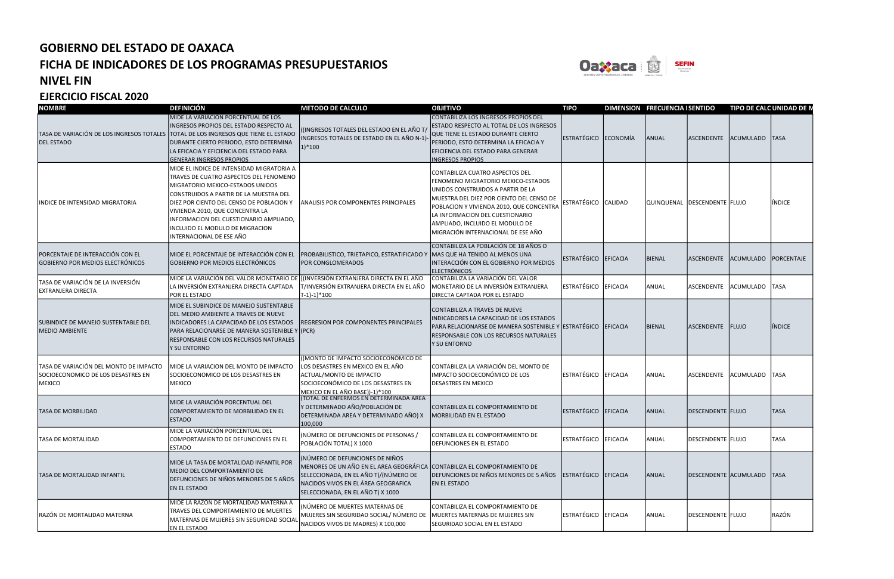# GOBIERNO DEL ESTADO DE OAXACA
# FICHA DE INDICADORES DE LOS PROGRAMAS PRESUPUESTARIOS
# NIVEL FIN
# EJERCICIO FISCAL 2020

| NOMBRE | DEFINICIÓN | METODO DE CALCULO | OBJETIVO | TIPO | DIMENSION | FRECUENCIA | SENTIDO | TIPO DE CALC | UNIDAD DE M |
|---|---|---|---|---|---|---|---|---|---|
| TASA DE VARIACIÓN DE LOS INGRESOS TOTALES DEL ESTADO | MIDE LA VARIACION PORCENTUAL DE LOS INGRESOS PROPIOS DEL ESTADO RESPECTO AL TOTAL DE LOS INGRESOS QUE TIENE EL ESTADO DURANTE CIERTO PERIODO, ESTO DETERMINA LA EFICACIA Y EFICIENCIA DEL ESTADO PARA GENERAR INGRESOS PROPIOS | ((INGRESOS TOTALES DEL ESTADO EN EL AÑO T/ INGRESOS TOTALES DE ESTADO EN EL AÑO N-1)-1)*100 | CONTABILIZA LOS INGRESOS PROPIOS DEL ESTADO RESPECTO AL TOTAL DE LOS INGRESOS QUE TIENE EL ESTADO DURANTE CIERTO PERIODO, ESTO DETERMINA LA EFICACIA Y EFICIENCIA DEL ESTADO PARA GENERAR INGRESOS PROPIOS | ESTRATÉGICO | ECONOMÍA | ANUAL | ASCENDENTE | ACUMULADO | TASA |
| INDICE DE INTENSIDAD MIGRATORIA | MIDE EL INDICE DE INTENSIDAD MIGRATORIA A TRAVES DE CUATRO ASPECTOS DEL FENOMENO MIGRATORIO MEXICO-ESTADOS UNIDOS CONSTRUIDOS A PARTIR DE LA MUESTRA DEL DIEZ POR CIENTO DEL CENSO DE POBLACION Y VIVIENDA 2010, QUE CONCENTRA LA INFORMACION DEL CUESTIONARIO AMPLIADO, INCLUIDO EL MODULO DE MIGRACION INTERNACIONAL DE ESE AÑO | ANALISIS POR COMPONENTES PRINCIPALES | CONTABILIZA CUATRO ASPECTOS DEL FENOMENO MIGRATORIO MEXICO-ESTADOS UNIDOS CONSTRUIDOS A PARTIR DE LA MUESTRA DEL DIEZ POR CIENTO DEL CENSO DE POBLACION Y VIVIENDA 2010, QUE CONCENTRA LA INFORMACION DEL CUESTIONARIO AMPLIADO, INCLUIDO EL MODULO DE MIGRACIÓN INTERNACIONAL DE ESE AÑO | ESTRATÉGICO | CALIDAD | QUINQUENAL | DESCENDENTE | FLUJO | ÍNDICE |
| PORCENTAJE DE INTERACCIÓN CON EL GOBIERNO POR MEDIOS ELECTRÓNICOS | MIDE EL PORCENTAJE DE INTERACCIÓN CON EL GOBIERNO POR MEDIOS ELECTRÓNICOS | PROBABILISTICO, TRIETAPICO, ESTRATIFICADO Y POR CONGLOMERADOS | CONTABILIZA LA POBLACIÓN DE 18 AÑOS O MAS QUE HA TENIDO AL MENOS UNA INTERACCIÓN CON EL GOBIERNO POR MEDIOS ELECTRÓNICOS | ESTRATÉGICO | EFICACIA | BIENAL | ASCENDENTE | ACUMULADO | PORCENTAJE |
| TASA DE VARIACIÓN DE LA INVERSIÓN EXTRANJERA DIRECTA | MIDE LA VARIACIÓN DEL VALOR MONETARIO DE LA INVERSIÓN EXTRANJERA DIRECTA CAPTADA POR EL ESTADO | [(INVERSIÓN EXTRANJERA DIRECTA EN EL AÑO T/INVERSIÓN EXTRANJERA DIRECTA EN EL AÑO T-1)-1]*100 | CONTABILIZA LA VARIACIÓN DEL VALOR MONETARIO DE LA INVERSIÓN EXTRANJERA DIRECTA CAPTADA POR EL ESTADO | ESTRATÉGICO | EFICACIA | ANUAL | ASCENDENTE | ACUMULADO | TASA |
| SUBINDICE DE MANEJO SUSTENTABLE DEL MEDIO AMBIENTE | MIDE EL SUBINDICE DE MANEJO SUSTENTABLE DEL MEDIO AMBIENTE A TRAVES DE NUEVE INDICADORES LA CAPACIDAD DE LOS ESTADOS PARA RELACIONARSE DE MANERA SOSTENIBLE Y RESPONSABLE CON LOS RECURSOS NATURALES Y SU ENTORNO | REGRESION POR COMPONENTES PRINCIPALES (PCR) | CONTABILIZA A TRAVES DE NUEVE INDICADORES LA CAPACIDAD DE LOS ESTADOS PARA RELACIONARSE DE MANERA SOSTENIBLE Y RESPONSABLE CON LOS RECURSOS NATURALES Y SU ENTORNO | ESTRATÉGICO | EFICACIA | BIENAL | ASCENDENTE | FLUJO | ÍNDICE |
| TASA DE VARIACIÓN DEL MONTO DE IMPACTO SOCIOECONOMICO DE LOS DESASTRES EN MEXICO | MIDE LA VARIACION DEL MONTO DE IMPACTO SOCIOECONOMICO DE LOS DESASTRES EN MEXICO | ((MONTO DE IMPACTO SOCIOECONÓMICO DE LOS DESASTRES EN MEXICO EN EL AÑO ACTUAL/MONTO DE IMPACTO SOCIOECONÓMICO DE LOS DESASTRES EN MEXICO EN EL AÑO BASE))-1)*100 | CONTABILIZA LA VARIACIÓN DEL MONTO DE IMPACTO SOCIOECONÓMICO DE LOS DESASTRES EN MEXICO | ESTRATÉGICO | EFICACIA | ANUAL | ASCENDENTE | ACUMULADO | TASA |
| TASA DE MORBILIDAD | MIDE LA VARIACIÓN PORCENTUAL DEL COMPORTAMIENTO DE MORBILIDAD EN EL ESTADO | (TOTAL DE ENFERMOS EN DETERMINADA AREA Y DETERMINADO AÑO/POBLACIÓN DE DETERMINADA AREA Y DETERMINADO AÑO) X 100,000 | CONTABILIZA EL COMPORTAMIENTO DE MORBILIDAD EN EL ESTADO | ESTRATÉGICO | EFICACIA | ANUAL | DESCENDENTE | FLUJO | TASA |
| TASA DE MORTALIDAD | MIDE LA VARIACIÓN PORCENTUAL DEL COMPORTAMIENTO DE DEFUNCIONES EN EL ESTADO | (NÚMERO DE DEFUNCIONES DE PERSONAS / POBLACIÓN TOTAL) X 1000 | CONTABILIZA EL COMPORTAMIENTO DE DEFUNCIONES EN EL ESTADO | ESTRATÉGICO | EFICACIA | ANUAL | DESCENDENTE | FLUJO | TASA |
| TASA DE MORTALIDAD INFANTIL | MIDE LA TASA DE MORTALIDAD INFANTIL POR MEDIO DEL COMPORTAMIENTO DE DEFUNCIONES DE NIÑOS MENORES DE 5 AÑOS EN EL ESTADO | (NÚMERO DE DEFUNCIONES DE NIÑOS MENORES DE UN AÑO EN EL AREA GEOGRÁFICA SELECCIONADA, EN EL AÑO T)/(NÚMERO DE NACIDOS VIVOS EN EL ÁREA GEOGRAFICA SELECCIONADA, EN EL AÑO T) X 1000 | CONTABILIZA EL COMPORTAMIENTO DE DEFUNCIONES DE NIÑOS MENORES DE 5 AÑOS EN EL ESTADO | ESTRATÉGICO | EFICACIA | ANUAL | DESCENDENTE | ACUMULADO | TASA |
| RAZÓN DE MORTALIDAD MATERNA | MIDE LA RAZON DE MORTALIDAD MATERNA A TRAVES DEL COMPORTAMIENTO DE MUERTES MATERNAS DE MUJERES SIN SEGURIDAD SOCIAL EN EL ESTADO | (NÚMERO DE MUERTES MATERNAS DE MUJERES SIN SEGURIDAD SOCIAL/ NÚMERO DE NACIDOS VIVOS DE MADRES) X 100,000 | CONTABILIZA EL COMPORTAMIENTO DE MUERTES MATERNAS DE MUJERES SIN SEGURIDAD SOCIAL EN EL ESTADO | ESTRATÉGICO | EFICACIA | ANUAL | DESCENDENTE | FLUJO | RAZÓN |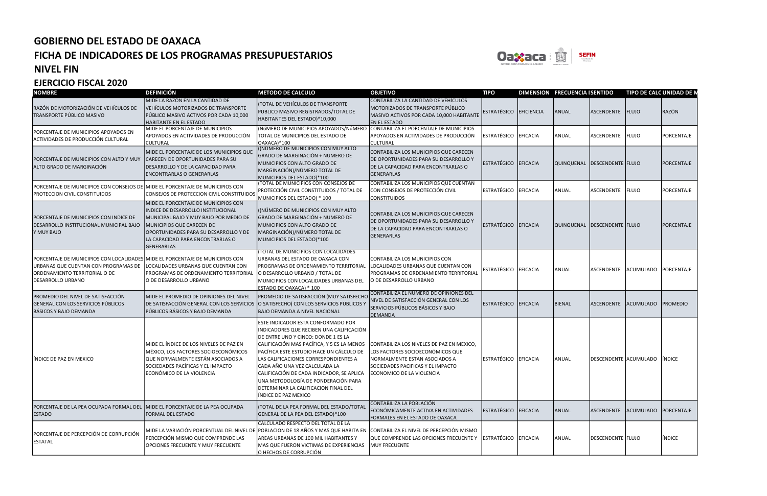# GOBIERNO DEL ESTADO DE OAXACA

## FICHA DE INDICADORES DE LOS PROGRAMAS PRESUPUESTARIOS

## NIVEL FIN

## EJERCICIO FISCAL 2020

| NOMBRE | DEFINICIÓN | METODO DE CALCULO | OBJETIVO | TIPO | DIMENSION | FRECUENCIA | SENTIDO | TIPO DE CALC | UNIDAD DE M |
|---|---|---|---|---|---|---|---|---|---|
| RAZÓN DE MOTORIZACIÓN DE VEHÍCULOS DE TRANSPORTE PÚBLICO MASIVO | MIDE LA RAZÓN EN LA CANTIDAD DE VEHÍCULOS MOTORIZADOS DE TRANSPORTE PÚBLICO MASIVO ACTIVOS POR CADA 10,000 HABITANTE EN EL ESTADO | (TOTAL DE VEHÍCULOS DE TRANSPORTE PUBLICO MASIVO REGISTRADOS/TOTAL DE HABITANTES DEL ESTADO)*10,000 | CONTABILIZA LA CANTIDAD DE VEHÍCULOS MOTORIZADOS DE TRANSPORTE PÚBLICO MASIVO ACTIVOS POR CADA 10,000 HABITANTE EN EL ESTADO | ESTRATÉGICO | EFICIENCIA | ANUAL | ASCENDENTE | FLUJO | RAZÓN |
| PORCENTAJE DE MUNICIPIOS APOYADOS EN ACTIVIDADES DE PRODUCCIÓN CULTURAL | MIDE EL PORCENTAJE DE MUNICIPIOS APOYADOS EN ACTIVIDADES DE PRODUCCIÓN CULTURAL | (NúMERO DE MUNICIPIOS APOYADOS/NúMERO TOTAL DE MUNICIPIOS DEL ESTADO DE OAXACA)*100 | CONTABILIZA EL PORCENTAJE DE MUNICIPIOS APOYADOS EN ACTIVIDADES DE PRODUCCIÓN CULTURAL | ESTRATÉGICO | EFICACIA | ANUAL | ASCENDENTE | FLUJO | PORCENTAJE |
| PORCENTAJE DE MUNICIPIOS CON ALTO Y MUY ALTO GRADO DE MARGINACIÓN | MIDE EL PORCENTAJE DE LOS MUNICIPIOS QUE CARECEN DE OPORTUNIDADES PARA SU DESARROLLO Y DE LA CAPACIDAD PARA ENCONTRARLAS O GENERARLAS | ((NUMERO DE MUNICIPIOS CON MUY ALTO GRADO DE MARGINACIÓN + NUMERO DE MUNICIPIOS CON ALTO GRADO DE MARGINACIÓN)/NÚMERO TOTAL DE MUNICIPIOS DEL ESTADO)*100 | CONTABILIZA LOS MUNICIPIOS QUE CARECEN DE OPORTUNIDADES PARA SU DESARROLLO Y DE LA CAPACIDAD PARA ENCONTRARLAS O GENERARLAS | ESTRATÉGICO | EFICACIA | QUINQUENAL | DESCENDENTE | FLUJO | PORCENTAJE |
| PORCENTAJE DE MUNICIPIOS CON CONSEJOS DE PROTECCION CIVIL CONSTITUIDOS | MIDE EL PORCENTAJE DE MUNICIPIOS CON CONSEJOS DE PROTECCION CIVIL CONSTITUIDOS | (TOTAL DE MUNICIPIOS CON CONSEJOS DE PROTECCIÓN CIVIL CONSTITUIDOS / TOTAL DE MUNICIPIOS DEL ESTADO) * 100 | CONTABILIZA LOS MUNICIPIOS QUE CUENTAN CON CONSEJOS DE PROTECCIÓN CIVIL CONSTITUIDOS | ESTRATÉGICO | EFICACIA | ANUAL | ASCENDENTE | FLUJO | PORCENTAJE |
| PORCENTAJE DE MUNICIPIOS CON INDICE DE DESARROLLO INSTITUCIONAL MUNICIPAL BAJO Y MUY BAJO | MIDE EL PORCENTAJE DE MUNICIPIOS CON INDICE DE DESARROLLO INSTITUCIONAL MUNICIPAL BAJO Y MUY BAJO POR MEDIO DE MUNICIPIOS QUE CARECEN DE OPORTUNIDADES PARA SU DESARROLLO Y DE LA CAPACIDAD PARA ENCONTRARLAS O GENERARLAS | ((NÚMERO DE MUNICIPIOS CON MUY ALTO GRADO DE MARGINACIÓN + NUMERO DE MUNICIPIOS CON ALTO GRADO DE MARGINACIÓN)/NÚMERO TOTAL DE MUNICIPIOS DEL ESTADO)*100 | CONTABILIZA LOS MUNICIPIOS QUE CARECEN DE OPORTUNIDADES PARA SU DESARROLLO Y DE LA CAPACIDAD PARA ENCONTRARLAS O GENERARLAS | ESTRATÉGICO | EFICACIA | QUINQUENAL | DESCENDENTE | FLUJO | PORCENTAJE |
| PORCENTAJE DE MUNICIPIOS CON LOCALIDADES URBANAS QUE CUENTAN CON PROGRAMAS DE ORDENAMIENTO TERRITORIAL O DE DESARROLLO URBANO | MIDE EL PORCENTAJE DE MUNICIPIOS CON LOCALIDADES URBANAS QUE CUENTAN CON PROGRAMAS DE ORDENAMIENTO TERRITORIAL O DE DESARROLLO URBANO | (TOTAL DE MUNICIPIOS CON LOCALIDADES URBANAS DEL ESTADO DE OAXACA CON PROGRAMAS DE ORDENAMIENTO TERRITORIAL O DESARROLLO URBANO / TOTAL DE MUNICIPIOS CON LOCALIDADES URBANAS DEL ESTADO DE OAXACA) * 100 | CONTABILIZA LOS MUNICIPIOS CON LOCALIDADES URBANAS QUE CUENTAN CON PROGRAMAS DE ORDENAMIENTO TERRITORIAL O DE DESARROLLO URBANO | ESTRATÉGICO | EFICACIA | ANUAL | ASCENDENTE | ACUMULADO | PORCENTAJE |
| PROMEDIO DEL NIVEL DE SATISFACCIÓN GENERAL CON LOS SERVICIOS PÚBLICOS BÁSICOS Y BAJO DEMANDA | MIDE EL PROMEDIO DE OPINIONES DEL NIVEL DE SATISFACCIÓN GENERAL CON LOS SERVICIOS PÚBLICOS BÁSICOS Y BAJO DEMANDA | PROMEDIO DE SATISFACCIÓN (MUY SATISFECHO O SATISFECHO) CON LOS SERVICIOS PUBLICOS Y BAJO DEMANDA A NIVEL NACIONAL | CONTABILIZA EL NÚMERO DE OPINIONES DEL NIVEL DE SATISFACCIÓN GENERAL CON LOS SERVICIOS PÚBLICOS BÁSICOS Y BAJO DEMANDA | ESTRATÉGICO | EFICACIA | BIENAL | ASCENDENTE | ACUMULADO | PROMEDIO |
| ÍNDICE DE PAZ EN MEXICO | MIDE EL ÍNDICE DE LOS NIVELES DE PAZ EN MÉXICO, LOS FACTORES SOCIOECONÓMICOS QUE NORMALMENTE ESTÁN ASOCIADOS A SOCIEDADES PACÍFICAS Y EL IMPACTO ECONÓMICO DE LA VIOLENCIA | ESTE INDICADOR ESTA CONFORMADO POR INDICADORES QUE RECIBEN UNA CALIFICACIÓN DE ENTRE UNO Y CINCO: DONDE 1 ES LA CALIFICACIÓN MAS PACÍFICA, Y 5 ES LA MENOS PACÍFICA ESTE ESTUDIO HACE UN CÁLCULO DE LAS CALIFICACIONES CORRESPONDIENTES A CADA AÑO UNA VEZ CALCULADA LA CALIFICACIÓN DE CADA INDICADOR, SE APLICA UNA METODOLOGÍA DE PONDERACIÓN PARA DETERMINAR LA CALIFICACION FINAL DEL ÍNDICE DE PAZ MEXICO | CONTABILIZA LOS NIVELES DE PAZ EN MEXICO, LOS FACTORES SOCIOECONÓMICOS QUE NORMALMENTE ESTAN ASOCIADOS A SOCIEDADES PACIFICAS Y EL IMPACTO ECONOMICO DE LA VIOLENCIA | ESTRATÉGICO | EFICACIA | ANUAL | DESCENDENTE | ACUMULADO | ÍNDICE |
| PORCENTAJE DE LA PEA OCUPADA FORMAL DEL ESTADO | MIDE EL PORCENTAJE DE LA PEA OCUPADA FORMAL DEL ESTADO | (TOTAL DE LA PEA FORMAL DEL ESTADO/TOTAL GENERAL DE LA PEA DEL ESTADO)*100 | CONTABILIZA LA POBLACIÓN ECONÓMICAMENTE ACTIVA EN ACTIVIDADES FORMALES EN EL ESTADO DE OAXACA | ESTRATÉGICO | EFICACIA | ANUAL | ASCENDENTE | ACUMULADO | PORCENTAJE |
| PORCENTAJE DE PERCEPCIÓN DE CORRUPCIÓN ESTATAL | MIDE LA VARIACIÓN PORCENTUAL DEL NIVEL DE PERCEPCIÓN MISMO QUE COMPRENDE LAS OPCIONES FRECUENTE Y MUY FRECUENTE | CALCULADO RESPECTO DEL TOTAL DE LA POBLACION DE 18 AÑOS Y MAS QUE HABITA EN AREAS URBANAS DE 100 MIL HABITANTES Y MAS QUE FUERON VICTIMAS DE EXPERIENCIAS O HECHOS DE CORRUPCIÓN | CONTABILIZA EL NIVEL DE PERCEPCIÓN MISMO QUE COMPRENDE LAS OPCIONES FRECUENTE Y MUY FRECUENTE | ESTRATÉGICO | EFICACIA | ANUAL | DESCENDENTE | FLUJO | ÍNDICE |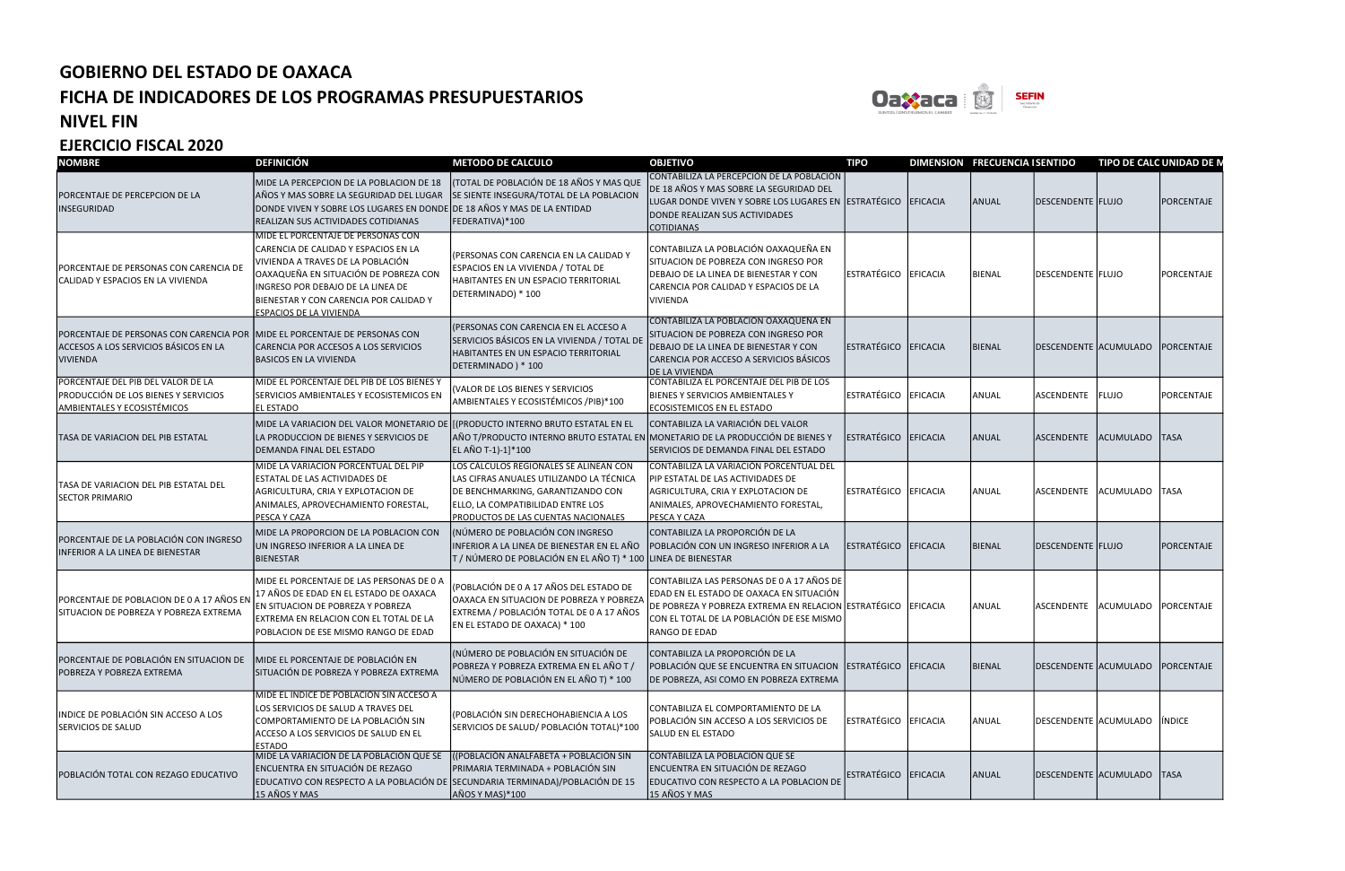# GOBIERNO DEL ESTADO DE OAXACA
## FICHA DE INDICADORES DE LOS PROGRAMAS PRESUPUESTARIOS
## NIVEL FIN
## EJERCICIO FISCAL 2020

| NOMBRE | DEFINICIÓN | METODO DE CALCULO | OBJETIVO | TIPO | DIMENSION | FRECUENCIA | SENTIDO | TIPO DE CALC | UNIDAD DE M |
|---|---|---|---|---|---|---|---|---|---|
| PORCENTAJE DE PERCEPCION DE LA INSEGURIDAD | MIDE LA PERCEPCION DE LA POBLACION DE 18 AÑOS Y MAS SOBRE LA SEGURIDAD DEL LUGAR DONDE VIVEN Y SOBRE LOS LUGARES EN DONDE REALIZAN SUS ACTIVIDADES COTIDIANAS | (TOTAL DE POBLACIÓN DE 18 AÑOS Y MAS QUE SE SIENTE INSEGURA/TOTAL DE LA POBLACION DE 18 AÑOS Y MAS DE LA ENTIDAD FEDERATIVA)*100 | CONTABILIZA LA PERCEPCION DE LA POBLACION DE 18 AÑOS Y MAS SOBRE LA SEGURIDAD DEL LUGAR DONDE VIVEN Y SOBRE LOS LUGARES EN DONDE REALIZAN SUS ACTIVIDADES COTIDIANAS | ESTRATÉGICO | EFICACIA | ANUAL | DESCENDENTE | FLUJO | PORCENTAJE |
| PORCENTAJE DE PERSONAS CON CARENCIA DE CALIDAD Y ESPACIOS EN LA VIVIENDA | MIDE EL PORCENTAJE DE PERSONAS CON CARENCIA DE CALIDAD Y ESPACIOS EN LA VIVIENDA A TRAVES DE LA POBLACIÓN OAXAQUEÑA EN SITUACIÓN DE POBREZA CON INGRESO POR DEBAJO DE LA LINEA DE BIENESTAR Y CON CARENCIA POR CALIDAD Y ESPACIOS DE LA VIVIENDA | (PERSONAS CON CARENCIA EN LA CALIDAD Y ESPACIOS EN LA VIVIENDA / TOTAL DE HABITANTES EN UN ESPACIO TERRITORIAL DETERMINADO) * 100 | CONTABILIZA LA POBLACIÓN OAXAQUEÑA EN SITUACION DE POBREZA CON INGRESO POR DEBAJO DE LA LINEA DE BIENESTAR Y CON CARENCIA POR CALIDAD Y ESPACIOS DE LA VIVIENDA | ESTRATÉGICO | EFICACIA | BIENAL | DESCENDENTE | FLUJO | PORCENTAJE |
| PORCENTAJE DE PERSONAS CON CARENCIA POR ACCESOS A LOS SERVICIOS BÁSICOS EN LA VIVIENDA | MIDE EL PORCENTAJE DE PERSONAS CON CARENCIA POR ACCESOS A LOS SERVICIOS BASICOS EN LA VIVIENDA | (PERSONAS CON CARENCIA EN EL ACCESO A SERVICIOS BÁSICOS EN LA VIVIENDA / TOTAL DE HABITANTES EN UN ESPACIO TERRITORIAL DETERMINADO ) * 100 | CONTABILIZA LA POBLACION OAXAQUEÑA EN SITUACION DE POBREZA CON INGRESO POR DEBAJO DE LA LINEA DE BIENESTAR Y CON CARENCIA POR ACCESO A SERVICIOS BÁSICOS DE LA VIVIENDA | ESTRATÉGICO | EFICACIA | BIENAL | DESCENDENTE | ACUMULADO | PORCENTAJE |
| PORCENTAJE DEL PIB DEL VALOR DE LA PRODUCCIÓN DE LOS BIENES Y SERVICIOS AMBIENTALES Y ECOSISTÉMICOS | MIDE EL PORCENTAJE DEL PIB DE LOS BIENES Y SERVICIOS AMBIENTALES Y ECOSISTEMICOS EN EL ESTADO | (VALOR DE LOS BIENES Y SERVICIOS AMBIENTALES Y ECOSISTÉMICOS /PIB)*100 | CONTABILIZA EL PORCENTAJE DEL PIB DE LOS BIENES Y SERVICIOS AMBIENTALES Y ECOSISTEMICOS EN EL ESTADO | ESTRATÉGICO | EFICACIA | ANUAL | ASCENDENTE | FLUJO | PORCENTAJE |
| TASA DE VARIACION DEL PIB ESTATAL | MIDE LA VARIACION DEL VALOR MONETARIO DE LA PRODUCCION DE BIENES Y SERVICIOS DE DEMANDA FINAL DEL ESTADO | [(PRODUCTO INTERNO BRUTO ESTATAL EN EL AÑO T/PRODUCTO INTERNO BRUTO ESTATAL EN EL AÑO T-1)-1]*100 | CONTABILIZA LA VARIACIÓN DEL VALOR MONETARIO DE LA PRODUCCIÓN DE BIENES Y SERVICIOS DE DEMANDA FINAL DEL ESTADO | ESTRATÉGICO | EFICACIA | ANUAL | ASCENDENTE | ACUMULADO | TASA |
| TASA DE VARIACION DEL PIB ESTATAL DEL SECTOR PRIMARIO | MIDE LA VARIACION PORCENTUAL DEL PIP ESTATAL DE LAS ACTIVIDADES DE AGRICULTURA, CRIA Y EXPLOTACION DE ANIMALES, APROVECHAMIENTO FORESTAL, PESCA Y CAZA | LOS CALCULOS REGIONALES SE ALINEAN CON LAS CIFRAS ANUALES UTILIZANDO LA TÉCNICA DE BENCHMARKING, GARANTIZANDO CON ELLO, LA COMPATIBILIDAD ENTRE LOS PRODUCTOS DE LAS CUENTAS NACIONALES | CONTABILIZA LA VARIACION PORCENTUAL DEL PIP ESTATAL DE LAS ACTIVIDADES DE AGRICULTURA, CRIA Y EXPLOTACION DE ANIMALES, APROVECHAMIENTO FORESTAL, PESCA Y CAZA | ESTRATÉGICO | EFICACIA | ANUAL | ASCENDENTE | ACUMULADO | TASA |
| PORCENTAJE DE LA POBLACIÓN CON INGRESO INFERIOR A LA LINEA DE BIENESTAR | MIDE LA PROPORCION DE LA POBLACION CON UN INGRESO INFERIOR A LA LINEA DE BIENESTAR | (NÚMERO DE POBLACIÓN CON INGRESO INFERIOR A LA LINEA DE BIENESTAR EN EL AÑO T / NÚMERO DE POBLACIÓN EN EL AÑO T) * 100 | CONTABILIZA LA PROPORCIÓN DE LA POBLACIÓN CON UN INGRESO INFERIOR A LA LINEA DE BIENESTAR | ESTRATÉGICO | EFICACIA | BIENAL | DESCENDENTE | FLUJO | PORCENTAJE |
| PORCENTAJE DE POBLACION DE 0 A 17 AÑOS EN SITUACION DE POBREZA Y POBREZA EXTREMA | MIDE EL PORCENTAJE DE LAS PERSONAS DE 0 A 17 AÑOS DE EDAD EN EL ESTADO DE OAXACA EN SITUACION DE POBREZA Y POBREZA EXTREMA EN RELACION CON EL TOTAL DE LA POBLACION DE ESE MISMO RANGO DE EDAD | (POBLACIÓN DE 0 A 17 AÑOS DEL ESTADO DE OAXACA EN SITUACION DE POBREZA Y POBREZA EXTREMA / POBLACIÓN TOTAL DE 0 A 17 AÑOS EN EL ESTADO DE OAXACA) * 100 | CONTABILIZA LAS PERSONAS DE 0 A 17 AÑOS DE EDAD EN EL ESTADO DE OAXACA EN SITUACIÓN DE POBREZA Y POBREZA EXTREMA EN RELACION CON EL TOTAL DE LA POBLACIÓN DE ESE MISMO RANGO DE EDAD | ESTRATÉGICO | EFICACIA | ANUAL | ASCENDENTE | ACUMULADO | PORCENTAJE |
| PORCENTAJE DE POBLACIÓN EN SITUACION DE POBREZA Y POBREZA EXTREMA | MIDE EL PORCENTAJE DE POBLACIÓN EN SITUACIÓN DE POBREZA Y POBREZA EXTREMA | (NÚMERO DE POBLACIÓN EN SITUACIÓN DE POBREZA Y POBREZA EXTREMA EN EL AÑO T / NÚMERO DE POBLACIÓN EN EL AÑO T) * 100 | CONTABILIZA LA PROPORCIÓN DE LA POBLACIÓN QUE SE ENCUENTRA EN SITUACION DE POBREZA, ASI COMO EN POBREZA EXTREMA | ESTRATÉGICO | EFICACIA | BIENAL | DESCENDENTE | ACUMULADO | PORCENTAJE |
| INDICE DE POBLACIÓN SIN ACCESO A LOS SERVICIOS DE SALUD | MIDE EL INDICE DE POBLACION SIN ACCESO A LOS SERVICIOS DE SALUD A TRAVES DEL COMPORTAMIENTO DE LA POBLACIÓN SIN ACCESO A LOS SERVICIOS DE SALUD EN EL ESTADO | (POBLACIÓN SIN DERECHOHABIENCIA A LOS SERVICIOS DE SALUD/ POBLACIÓN TOTAL)*100 | CONTABILIZA EL COMPORTAMIENTO DE LA POBLACIÓN SIN ACCESO A LOS SERVICIOS DE SALUD EN EL ESTADO | ESTRATÉGICO | EFICACIA | ANUAL | DESCENDENTE | ACUMULADO | ÍNDICE |
| POBLACIÓN TOTAL CON REZAGO EDUCATIVO | MIDE LA VARIACIÓN DE LA POBLACIÓN QUE SE ENCUENTRA EN SITUACIÓN DE REZAGO EDUCATIVO CON RESPECTO A LA POBLACIÓN DE 15 AÑOS Y MAS | ((POBLACIÓN ANALFABETA + POBLACIÓN SIN PRIMARIA TERMINADA + POBLACIÓN SIN SECUNDARIA TERMINADA)/POBLACIÓN DE 15 AÑOS Y MAS)*100 | CONTABILIZA LA POBLACIÓN QUE SE ENCUENTRA EN SITUACIÓN DE REZAGO EDUCATIVO CON RESPECTO A LA POBLACION DE 15 AÑOS Y MAS | ESTRATÉGICO | EFICACIA | ANUAL | DESCENDENTE | ACUMULADO | TASA |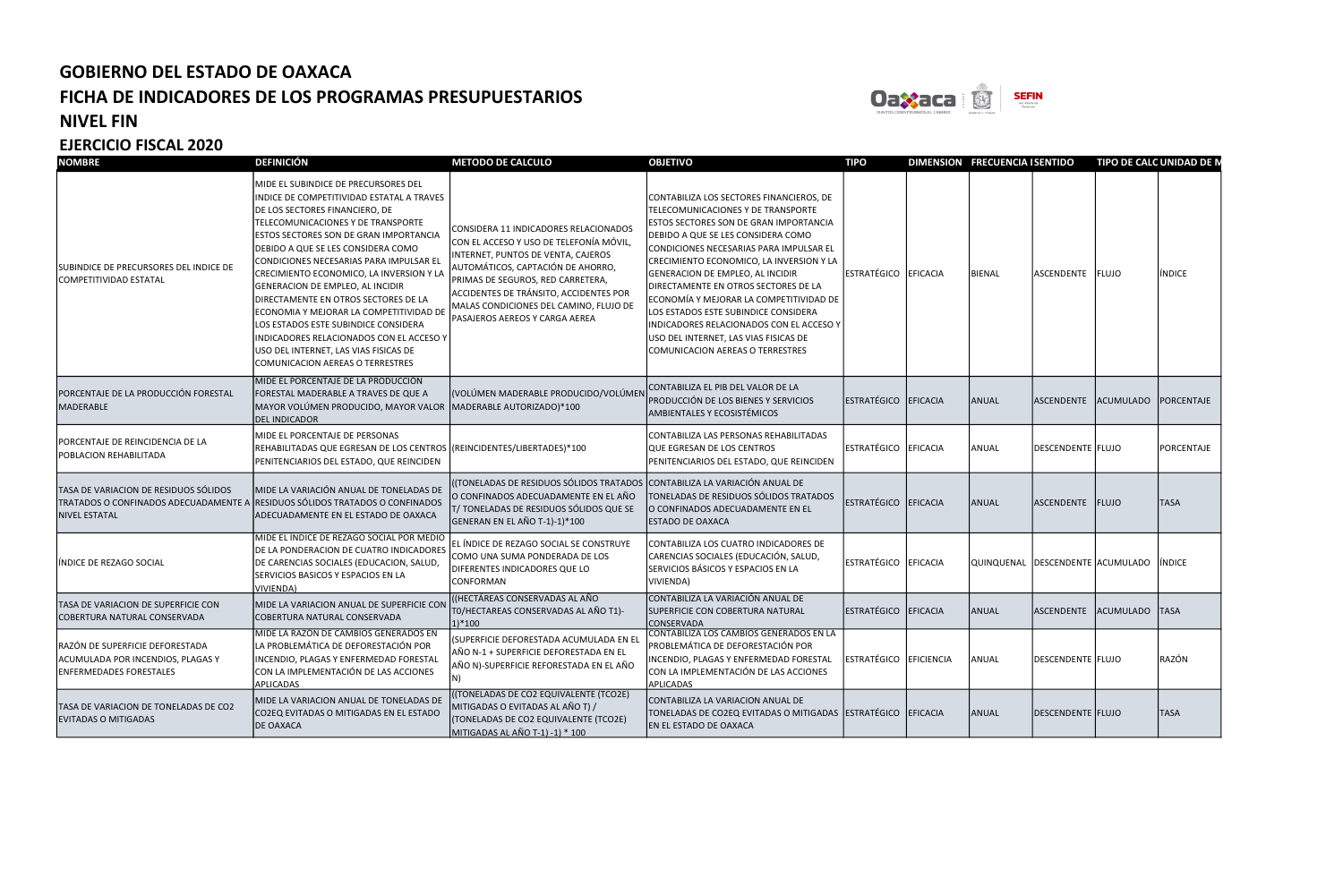# GOBIERNO DEL ESTADO DE OAXACA

## FICHA DE INDICADORES DE LOS PROGRAMAS PRESUPUESTARIOS

## NIVEL FIN

## EJERCICIO FISCAL 2020

| NOMBRE | DEFINICIÓN | METODO DE CALCULO | OBJETIVO | TIPO | DIMENSION | FRECUENCIA I | SENTIDO | TIPO DE CALC | UNIDAD DE M |
|---|---|---|---|---|---|---|---|---|---|
| SUBINDICE DE PRECURSORES DEL INDICE DE COMPETITIVIDAD ESTATAL | MIDE EL SUBINDICE DE PRECURSORES DEL INDICE DE COMPETITIVIDAD ESTATAL A TRAVES DE LOS SECTORES FINANCIERO, DE TELECOMUNICACIONES Y DE TRANSPORTE ESTOS SECTORES SON DE GRAN IMPORTANCIA DEBIDO A QUE SE LES CONSIDERA COMO CONDICIONES NECESARIAS PARA IMPULSAR EL CRECIMIENTO ECONOMICO, LA INVERSION Y LA GENERACION DE EMPLEO, AL INCIDIR DIRECTAMENTE EN OTROS SECTORES DE LA ECONOMIA Y MEJORAR LA COMPETITIVIDAD DE LOS ESTADOS ESTE SUBINDICE CONSIDERA INDICADORES RELACIONADOS CON EL ACCESO Y USO DEL INTERNET, LAS VIAS FISICAS DE COMUNICACION AEREAS O TERRESTRES | CONSIDERA 11 INDICADORES RELACIONADOS CON EL ACCESO Y USO DE TELEFONÍA MÓVIL, INTERNET, PUNTOS DE VENTA, CAJEROS AUTOMÁTICOS, CAPTACIÓN DE AHORRO, PRIMAS DE SEGUROS, RED CARRETERA, ACCIDENTES DE TRÁNSITO, ACCIDENTES POR MALAS CONDICIONES DEL CAMINO, FLUJO DE PASAJEROS AEREOS Y CARGA AEREA | CONTABILIZA LOS SECTORES FINANCIEROS, DE TELECOMUNICACIONES Y DE TRANSPORTE ESTOS SECTORES SON DE GRAN IMPORTANCIA DEBIDO A QUE SE LES CONSIDERA COMO CONDICIONES NECESARIAS PARA IMPULSAR EL CRECIMIENTO ECONOMICO, LA INVERSION Y LA GENERACION DE EMPLEO, AL INCIDIR DIRECTAMENTE EN OTROS SECTORES DE LA ECONOMÍA Y MEJORAR LA COMPETITIVIDAD DE LOS ESTADOS ESTE SUBINDICE CONSIDERA INDICADORES RELACIONADOS CON EL ACCESO Y USO DEL INTERNET, LAS VIAS FISICAS DE COMUNICACION AEREAS O TERRESTRES | ESTRATÉGICO | EFICACIA | BIENAL | ASCENDENTE | FLUJO | ÍNDICE |
| PORCENTAJE DE LA PRODUCCIÓN FORESTAL MADERABLE | MIDE EL PORCENTAJE DE LA PRODUCCIÓN FORESTAL MADERABLE A TRAVES DE QUE A MAYOR VOLÚMEN PRODUCIDO, MAYOR VALOR DEL INDICADOR | (VOLÚMEN MADERABLE PRODUCIDO/VOLÚMEN MADERABLE AUTORIZADO)*100 | CONTABILIZA EL PIB DEL VALOR DE LA PRODUCCIÓN DE LOS BIENES Y SERVICIOS AMBIENTALES Y ECOSISTÉMICOS | ESTRATÉGICO | EFICACIA | ANUAL | ASCENDENTE | ACUMULADO | PORCENTAJE |
| PORCENTAJE DE REINCIDENCIA DE LA POBLACION REHABILITADA | MIDE EL PORCENTAJE DE PERSONAS REHABILITADAS QUE EGRESAN DE LOS CENTROS PENITENCIARIOS DEL ESTADO, QUE REINCIDEN | (REINCIDENTES/LIBERTADES)*100 | CONTABILIZA LAS PERSONAS REHABILITADAS QUE EGRESAN DE LOS CENTROS PENITENCIARIOS DEL ESTADO, QUE REINCIDEN | ESTRATÉGICO | EFICACIA | ANUAL | DESCENDENTE | FLUJO | PORCENTAJE |
| TASA DE VARIACION DE RESIDUOS SÓLIDOS TRATADOS O CONFINADOS ADECUADAMENTE A NIVEL ESTATAL | MIDE LA VARIACIÓN ANUAL DE TONELADAS DE RESIDUOS SÓLIDOS TRATADOS O CONFINADOS ADECUADAMENTE EN EL ESTADO DE OAXACA | ((TONELADAS DE RESIDUOS SÓLIDOS TRATADOS O CONFINADOS ADECUADAMENTE EN EL AÑO T/ TONELADAS DE RESIDUOS SÓLIDOS QUE SE GENERAN EN EL AÑO T-1)-1)*100 | CONTABILIZA LA VARIACIÓN ANUAL DE TONELADAS DE RESIDUOS SÓLIDOS TRATADOS O CONFINADOS ADECUADAMENTE EN EL ESTADO DE OAXACA | ESTRATÉGICO | EFICACIA | ANUAL | ASCENDENTE | FLUJO | TASA |
| ÍNDICE DE REZAGO SOCIAL | MIDE EL INDICE DE REZAGO SOCIAL POR MEDIO DE LA PONDERACION DE CUATRO INDICADORES DE CARENCIAS SOCIALES (EDUCACION, SALUD, SERVICIOS BASICOS Y ESPACIOS EN LA VIVIENDA) | EL ÍNDICE DE REZAGO SOCIAL SE CONSTRUYE COMO UNA SUMA PONDERADA DE LOS DIFERENTES INDICADORES QUE LO CONFORMAN | CONTABILIZA LOS CUATRO INDICADORES DE CARENCIAS SOCIALES (EDUCACIÓN, SALUD, SERVICIOS BÁSICOS Y ESPACIOS EN LA VIVIENDA) | ESTRATÉGICO | EFICACIA | QUINQUENAL | DESCENDENTE | ACUMULADO | ÍNDICE |
| TASA DE VARIACION DE SUPERFICIE CON COBERTURA NATURAL CONSERVADA | MIDE LA VARIACION ANUAL DE SUPERFICIE CON COBERTURA NATURAL CONSERVADA | ((HECTÁREAS CONSERVADAS AL AÑO T0/HECTAREAS CONSERVADAS AL AÑO T1)-1)*100 | CONTABILIZA LA VARIACIÓN ANUAL DE SUPERFICIE CON COBERTURA NATURAL CONSERVADA | ESTRATÉGICO | EFICACIA | ANUAL | ASCENDENTE | ACUMULADO | TASA |
| RAZÓN DE SUPERFICIE DEFORESTADA ACUMULADA POR INCENDIOS, PLAGAS Y ENFERMEDADES FORESTALES | MIDE LA RAZÓN DE CAMBIOS GENERADOS EN LA PROBLEMÁTICA DE DEFORESTACIÓN POR INCENDIO, PLAGAS Y ENFERMEDAD FORESTAL CON LA IMPLEMENTACIÓN DE LAS ACCIONES APLICADAS | (SUPERFICIE DEFORESTADA ACUMULADA EN EL AÑO N-1 + SUPERFICIE DEFORESTADA EN EL AÑO N)-SUPERFICIE REFORESTADA EN EL AÑO N) | CONTABILIZA LOS CAMBIOS GENERADOS EN LA PROBLEMÁTICA DE DEFORESTACIÓN POR INCENDIO, PLAGAS Y ENFERMEDAD FORESTAL CON LA IMPLEMENTACIÓN DE LAS ACCIONES APLICADAS | ESTRATÉGICO | EFICIENCIA | ANUAL | DESCENDENTE | FLUJO | RAZÓN |
| TASA DE VARIACION DE TONELADAS DE CO2 EVITADAS O MITIGADAS | MIDE LA VARIACION ANUAL DE TONELADAS DE CO2EQ EVITADAS O MITIGADAS EN EL ESTADO DE OAXACA | ((TONELADAS DE CO2 EQUIVALENTE (TCO2E) MITIGADAS O EVITADAS AL AÑO T) / (TONELADAS DE CO2 EQUIVALENTE (TCO2E) MITIGADAS AL AÑO T-1) -1) * 100 | CONTABILIZA LA VARIACION ANUAL DE TONELADAS DE CO2EQ EVITADAS O MITIGADAS EN EL ESTADO DE OAXACA | ESTRATÉGICO | EFICACIA | ANUAL | DESCENDENTE | FLUJO | TASA |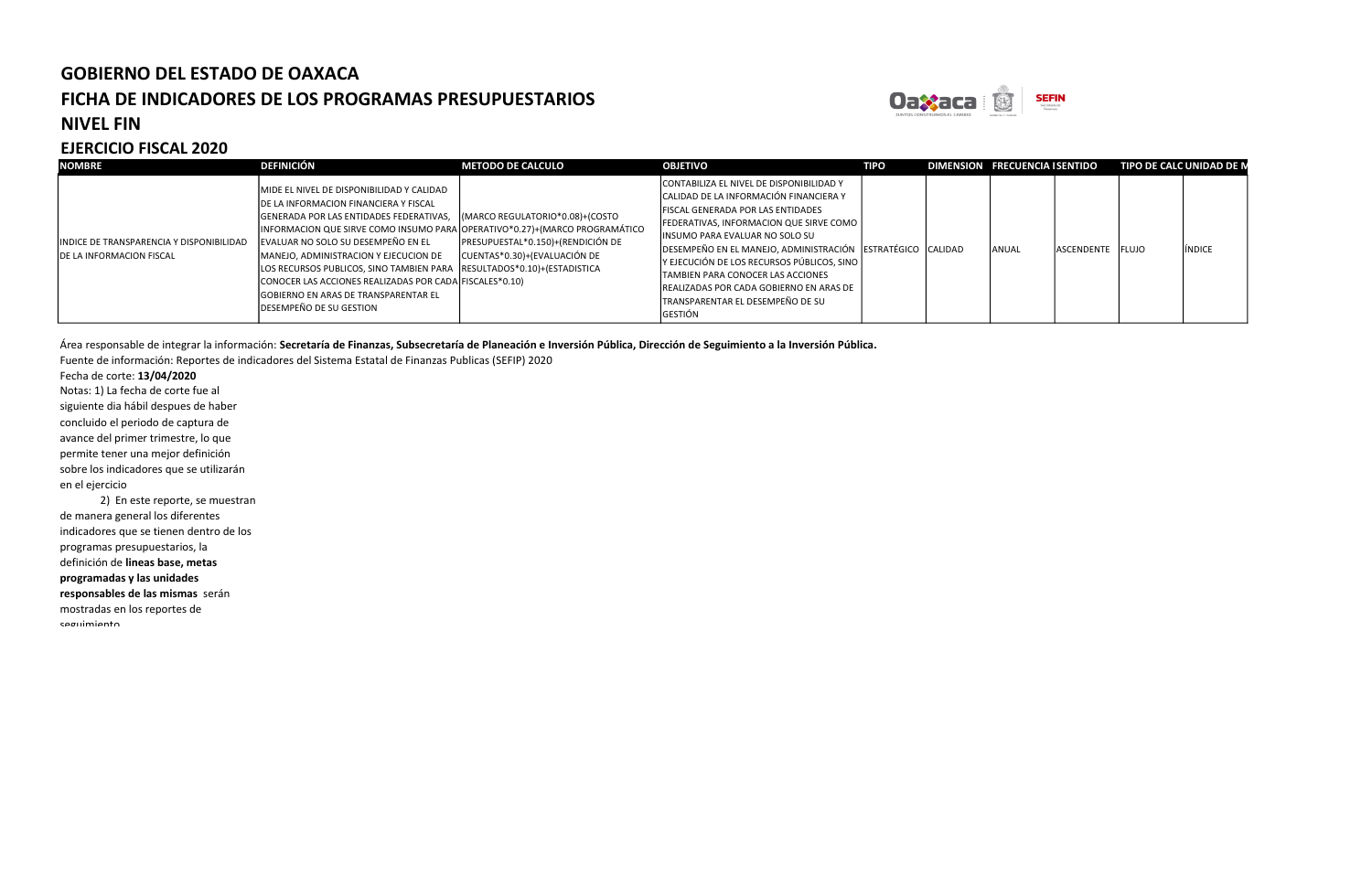# GOBIERNO DEL ESTADO DE OAXACA

## FICHA DE INDICADORES DE LOS PROGRAMAS PRESUPUESTARIOS

## NIVEL FIN

### EJERCICIO FISCAL 2020

| NOMBRE | DEFINICIÓN | METODO DE CALCULO | OBJETIVO | TIPO | DIMENSION | FRECUENCIA | SENTIDO | TIPO DE CALC | UNIDAD DE M |
|---|---|---|---|---|---|---|---|---|---|
| INDICE DE TRANSPARENCIA Y DISPONIBILIDAD DE LA INFORMACION FISCAL | MIDE EL NIVEL DE DISPONIBILIDAD Y CALIDAD DE LA INFORMACION FINANCIERA Y FISCAL GENERADA POR LAS ENTIDADES FEDERATIVAS, INFORMACION QUE SIRVE COMO INSUMO PARA EVALUAR NO SOLO SU DESEMPEÑO EN EL MANEJO, ADMINISTRACION Y EJECUCION DE LOS RECURSOS PUBLICOS, SINO TAMBIEN PARA CONOCER LAS ACCIONES REALIZADAS POR CADA GOBIERNO EN ARAS DE TRANSPARENTAR EL DESEMPEÑO DE SU GESTION | (MARCO REGULATORIO*0.08)+(COSTO OPERATIVO*0.27)+(MARCO PROGRAMÁTICO PRESUPUESTAL*0.150)+(RENDICIÓN DE CUENTAS*0.30)+(EVALUACIÓN DE RESULTADOS*0.10)+(ESTADISTICA FISCALES*0.10) | CONTABILIZA EL NIVEL DE DISPONIBILIDAD Y CALIDAD DE LA INFORMACIÓN FINANCIERA Y FISCAL GENERADA POR LAS ENTIDADES FEDERATIVAS, INFORMACION QUE SIRVE COMO INSUMO PARA EVALUAR NO SOLO SU DESEMPEÑO EN EL MANEJO, ADMINISTRACIÓN Y EJECUCIÓN DE LOS RECURSOS PÚBLICOS, SINO TAMBIEN PARA CONOCER LAS ACCIONES REALIZADAS POR CADA GOBIERNO EN ARAS DE TRANSPARENTAR EL DESEMPEÑO DE SU GESTIÓN | ESTRATÉGICO | CALIDAD | ANUAL | ASCENDENTE | FLUJO | ÍNDICE |

Área responsable de integrar la información: **Secretaría de Finanzas, Subsecretaría de Planeación e Inversión Pública, Dirección de Seguimiento a la Inversión Pública.**

Fuente de información: Reportes de indicadores del Sistema Estatal de Finanzas Publicas (SEFIP) 2020

Fecha de corte: **13/04/2020**

Notas: 1) La fecha de corte fue al siguiente dia hábil despues de haber concluido el periodo de captura de avance del primer trimestre, lo que permite tener una mejor definición sobre los indicadores que se utilizarán en el ejercicio

2) En este reporte, se muestran de manera general los diferentes indicadores que se tienen dentro de los programas presupuestarios, la definición de **lineas base, metas programadas y las unidades responsables de las mismas** serán mostradas en los reportes de seguimiento